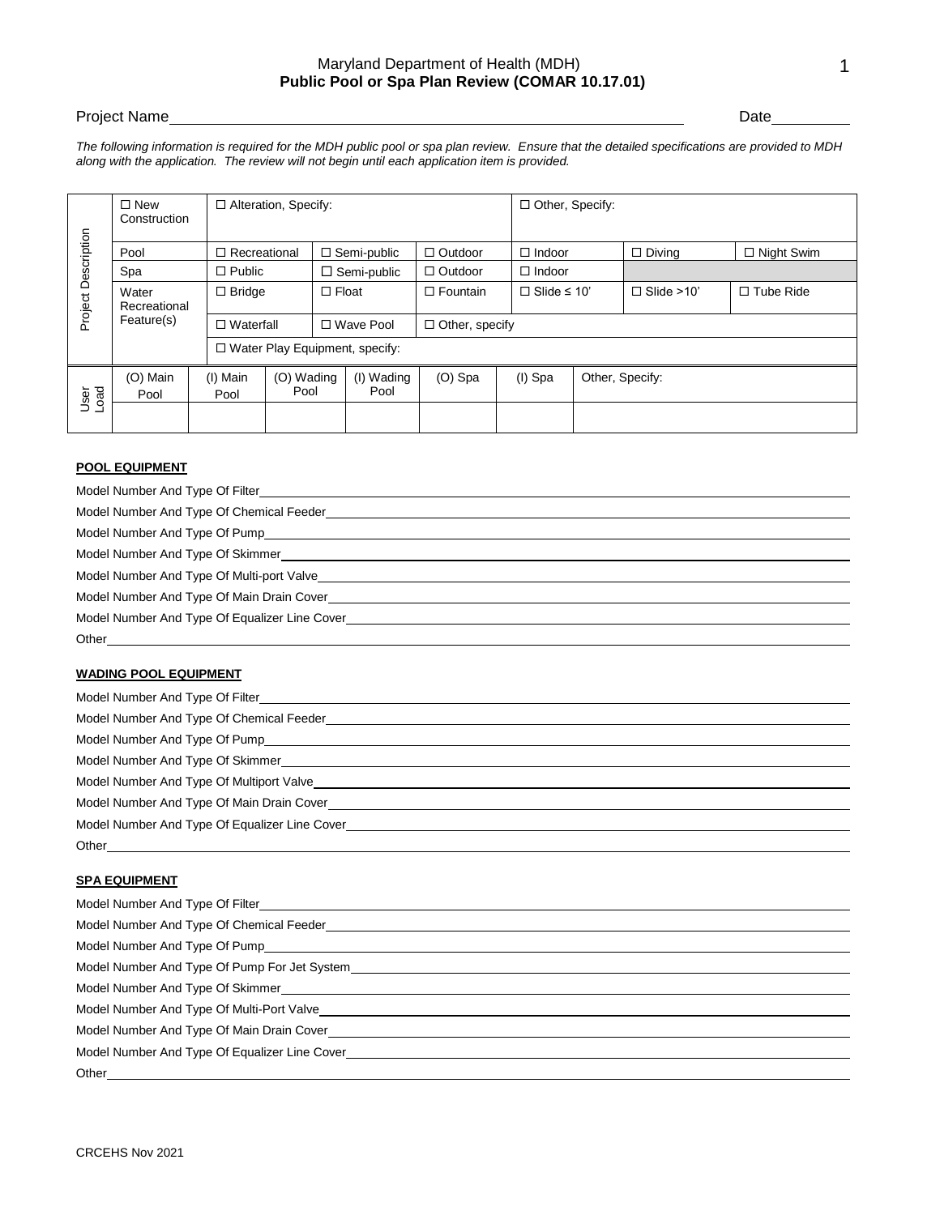Maryland Department of Health (MDH)
**Public Pool or Spa Plan Review (COMAR 10.17.01)**

Project Name\_\_\_\_\_\_\_\_\_\_\_\_\_\_\_\_\_\_\_\_ Date\_\_\_\_\_\_\_\_\_\_

*The following information is required for the MDH public pool or spa plan review. Ensure that the detailed specifications are provided to MDH along with the application. The review will not begin until each application item is provided.*

| Project Description | ☐ New Construction | ☐ Alteration, Specify: | | | ☐ Other, Specify: | | |
|---|---|---|---|---|---|---|---|
| | Pool | ☐ Recreational | ☐ Semi-public | ☐ Outdoor | ☐ Indoor | ☐ Diving | ☐ Night Swim |
| | Spa | ☐ Public | ☐ Semi-public | ☐ Outdoor | ☐ Indoor | | |
| | Water Recreational Feature(s) | ☐ Bridge | ☐ Float | ☐ Fountain | ☐ Slide ≤ 10' | ☐ Slide >10' | ☐ Tube Ride |
| | | ☐ Waterfall | ☐ Wave Pool | ☐ Other, specify | | | |
| | | ☐ Water Play Equipment, specify: | | | | | |

| User Load | (O) Main Pool | (I) Main Pool | (O) Wading Pool | (I) Wading Pool | (O) Spa | (I) Spa | Other, Specify: |
|---|---|---|---|---|---|---|---|
| | | | | | | | |

**POOL EQUIPMENT**

Model Number And Type Of Filter\_\_\_\_\_\_\_\_\_\_

Model Number And Type Of Chemical Feeder\_\_\_\_\_\_\_\_\_\_

Model Number And Type Of Pump\_\_\_\_\_\_\_\_\_\_

Model Number And Type Of Skimmer\_\_\_\_\_\_\_\_\_\_

Model Number And Type Of Multi-port Valve\_\_\_\_\_\_\_\_\_\_

Model Number And Type Of Main Drain Cover\_\_\_\_\_\_\_\_\_\_

Model Number And Type Of Equalizer Line Cover\_\_\_\_\_\_\_\_\_\_

Other\_\_\_\_\_\_\_\_\_\_

**WADING POOL EQUIPMENT**

Model Number And Type Of Filter\_\_\_\_\_\_\_\_\_\_

Model Number And Type Of Chemical Feeder\_\_\_\_\_\_\_\_\_\_

Model Number And Type Of Pump\_\_\_\_\_\_\_\_\_\_

Model Number And Type Of Skimmer\_\_\_\_\_\_\_\_\_\_

Model Number And Type Of Multiport Valve\_\_\_\_\_\_\_\_\_\_

Model Number And Type Of Main Drain Cover\_\_\_\_\_\_\_\_\_\_

Model Number And Type Of Equalizer Line Cover\_\_\_\_\_\_\_\_\_\_

Other\_\_\_\_\_\_\_\_\_\_

**SPA EQUIPMENT**

Model Number And Type Of Filter\_\_\_\_\_\_\_\_\_\_

Model Number And Type Of Chemical Feeder\_\_\_\_\_\_\_\_\_\_

Model Number And Type Of Pump\_\_\_\_\_\_\_\_\_\_

Model Number And Type Of Pump For Jet System\_\_\_\_\_\_\_\_\_\_

Model Number And Type Of Skimmer\_\_\_\_\_\_\_\_\_\_

Model Number And Type Of Multi-Port Valve\_\_\_\_\_\_\_\_\_\_

Model Number And Type Of Main Drain Cover\_\_\_\_\_\_\_\_\_\_

Model Number And Type Of Equalizer Line Cover\_\_\_\_\_\_\_\_\_\_

Other\_\_\_\_\_\_\_\_\_\_

CRCEHS Nov 2021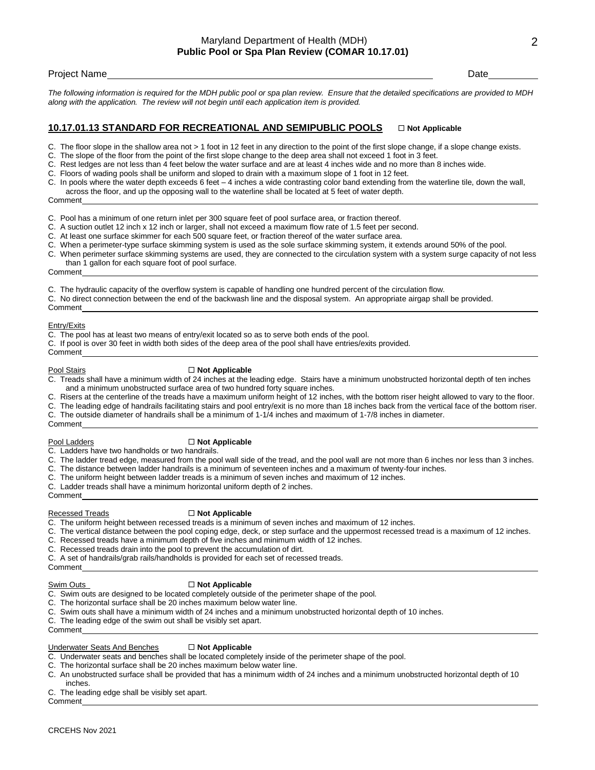Maryland Department of Health (MDH)
**Public Pool or Spa Plan Review (COMAR 10.17.01)**

Project Name\_\_\_\_\_\_\_\_\_\_\_\_\_\_\_\_\_\_\_\_\_\_\_\_\_\_\_\_\_\_\_\_\_\_\_\_\_\_\_\_\_\_\_\_ Date\_\_\_\_\_\_\_\_\_\_

*The following information is required for the MDH public pool or spa plan review. Ensure that the detailed specifications are provided to MDH along with the application. The review will not begin until each application item is provided.*

## 10.17.01.13 STANDARD FOR RECREATIONAL AND SEMIPUBLIC POOLS ☐ Not Applicable

C. The floor slope in the shallow area not > 1 foot in 12 feet in any direction to the point of the first slope change, if a slope change exists.
C. The slope of the floor from the point of the first slope change to the deep area shall not exceed 1 foot in 3 feet.
C. Rest ledges are not less than 4 feet below the water surface and are at least 4 inches wide and no more than 8 inches wide.
C. Floors of wading pools shall be uniform and sloped to drain with a maximum slope of 1 foot in 12 feet.
C. In pools where the water depth exceeds 6 feet – 4 inches a wide contrasting color band extending from the waterline tile, down the wall, across the floor, and up the opposing wall to the waterline shall be located at 5 feet of water depth.
Comment\_\_\_\_\_\_\_\_\_\_\_\_\_\_\_\_\_\_\_\_\_\_\_\_\_\_\_\_\_\_\_\_\_\_\_\_\_\_\_\_\_\_\_\_\_\_\_\_\_\_\_\_

C. Pool has a minimum of one return inlet per 300 square feet of pool surface area, or fraction thereof.
C. A suction outlet 12 inch x 12 inch or larger, shall not exceed a maximum flow rate of 1.5 feet per second.
C. At least one surface skimmer for each 500 square feet, or fraction thereof of the water surface area.
C. When a perimeter-type surface skimming system is used as the sole surface skimming system, it extends around 50% of the pool.
C. When perimeter surface skimming systems are used, they are connected to the circulation system with a system surge capacity of not less than 1 gallon for each square foot of pool surface.
Comment\_\_\_\_\_\_\_\_\_\_\_\_\_\_\_\_\_\_\_\_\_\_\_\_\_\_\_\_\_\_\_\_\_\_\_\_\_\_\_\_\_\_\_\_\_\_\_\_\_\_\_\_

C. The hydraulic capacity of the overflow system is capable of handling one hundred percent of the circulation flow.
C. No direct connection between the end of the backwash line and the disposal system. An appropriate airgap shall be provided.
Comment\_\_\_\_\_\_\_\_\_\_\_\_\_\_\_\_\_\_\_\_\_\_\_\_\_\_\_\_\_\_\_\_\_\_\_\_\_\_\_\_\_\_\_\_\_\_\_\_\_\_\_\_

<u>Entry/Exits</u>
C. The pool has at least two means of entry/exit located so as to serve both ends of the pool.
C. If pool is over 30 feet in width both sides of the deep area of the pool shall have entries/exits provided.
Comment\_\_\_\_\_\_\_\_\_\_\_\_\_\_\_\_\_\_\_\_\_\_\_\_\_\_\_\_\_\_\_\_\_\_\_\_\_\_\_\_\_\_\_\_\_\_\_\_\_\_\_\_

<u>Pool Stairs</u> ☐ **Not Applicable**
C. Treads shall have a minimum width of 24 inches at the leading edge. Stairs have a minimum unobstructed horizontal depth of ten inches and a minimum unobstructed surface area of two hundred forty square inches.
C. Risers at the centerline of the treads have a maximum uniform height of 12 inches, with the bottom riser height allowed to vary to the floor.
C. The leading edge of handrails facilitating stairs and pool entry/exit is no more than 18 inches back from the vertical face of the bottom riser.
C. The outside diameter of handrails shall be a minimum of 1-1/4 inches and maximum of 1-7/8 inches in diameter.
Comment\_\_\_\_\_\_\_\_\_\_\_\_\_\_\_\_\_\_\_\_\_\_\_\_\_\_\_\_\_\_\_\_\_\_\_\_\_\_\_\_\_\_\_\_\_\_\_\_\_\_\_\_

<u>Pool Ladders</u> ☐ **Not Applicable**
C. Ladders have two handholds or two handrails.
C. The ladder tread edge, measured from the pool wall side of the tread, and the pool wall are not more than 6 inches nor less than 3 inches.
C. The distance between ladder handrails is a minimum of seventeen inches and a maximum of twenty-four inches.
C. The uniform height between ladder treads is a minimum of seven inches and maximum of 12 inches.
C. Ladder treads shall have a minimum horizontal uniform depth of 2 inches.
Comment\_\_\_\_\_\_\_\_\_\_\_\_\_\_\_\_\_\_\_\_\_\_\_\_\_\_\_\_\_\_\_\_\_\_\_\_\_\_\_\_\_\_\_\_\_\_\_\_\_\_\_\_

<u>Recessed Treads</u> ☐ **Not Applicable**
C. The uniform height between recessed treads is a minimum of seven inches and maximum of 12 inches.
C. The vertical distance between the pool coping edge, deck, or step surface and the uppermost recessed tread is a maximum of 12 inches.
C. Recessed treads have a minimum depth of five inches and minimum width of 12 inches.
C. Recessed treads drain into the pool to prevent the accumulation of dirt.
C. A set of handrails/grab rails/handholds is provided for each set of recessed treads.
Comment\_\_\_\_\_\_\_\_\_\_\_\_\_\_\_\_\_\_\_\_\_\_\_\_\_\_\_\_\_\_\_\_\_\_\_\_\_\_\_\_\_\_\_\_\_\_\_\_\_\_\_\_

<u>Swim Outs</u> ☐ **Not Applicable**
C. Swim outs are designed to be located completely outside of the perimeter shape of the pool.
C. The horizontal surface shall be 20 inches maximum below water line.
C. Swim outs shall have a minimum width of 24 inches and a minimum unobstructed horizontal depth of 10 inches.
C. The leading edge of the swim out shall be visibly set apart.
Comment\_\_\_\_\_\_\_\_\_\_\_\_\_\_\_\_\_\_\_\_\_\_\_\_\_\_\_\_\_\_\_\_\_\_\_\_\_\_\_\_\_\_\_\_\_\_\_\_\_\_\_\_

<u>Underwater Seats And Benches</u> ☐ **Not Applicable**
C. Underwater seats and benches shall be located completely inside of the perimeter shape of the pool.
C. The horizontal surface shall be 20 inches maximum below water line.
C. An unobstructed surface shall be provided that has a minimum width of 24 inches and a minimum unobstructed horizontal depth of 10 inches.
C. The leading edge shall be visibly set apart.
Comment\_\_\_\_\_\_\_\_\_\_\_\_\_\_\_\_\_\_\_\_\_\_\_\_\_\_\_\_\_\_\_\_\_\_\_\_\_\_\_\_\_\_\_\_\_\_\_\_\_\_\_\_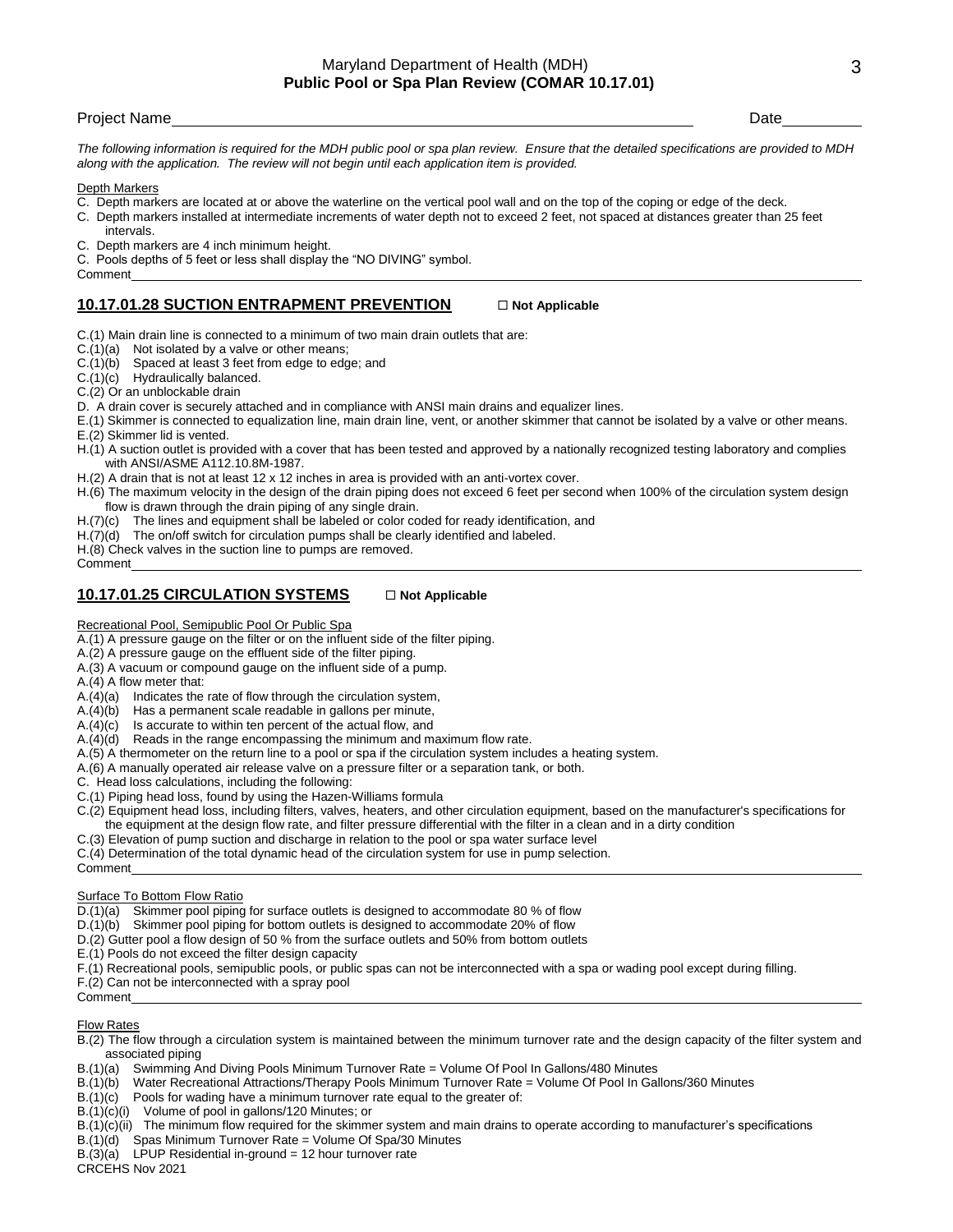Maryland Department of Health (MDH)
**Public Pool or Spa Plan Review (COMAR 10.17.01)**

Project Name\_\_\_\_\_\_\_\_\_\_\_\_\_\_\_\_\_\_\_\_\_\_\_\_\_\_\_\_\_\_\_\_\_\_\_\_\_\_\_\_\_\_\_\_\_\_\_\_\_\_\_\_\_\_\_\_\_\_ Date\_\_\_\_\_\_\_\_\_\_

*The following information is required for the MDH public pool or spa plan review. Ensure that the detailed specifications are provided to MDH along with the application. The review will not begin until each application item is provided.*

Depth Markers

C. Depth markers are located at or above the waterline on the vertical pool wall and on the top of the coping or edge of the deck.
C. Depth markers installed at intermediate increments of water depth not to exceed 2 feet, not spaced at distances greater than 25 feet intervals.
C. Depth markers are 4 inch minimum height.
C. Pools depths of 5 feet or less shall display the "NO DIVING" symbol.
Comment\_\_\_\_\_\_\_\_\_\_\_\_\_\_\_\_\_\_\_\_\_\_\_\_\_\_\_\_\_\_\_\_\_\_\_\_\_\_\_\_\_\_\_\_\_\_\_\_\_\_\_\_\_\_\_\_\_\_\_\_\_\_\_\_\_\_\_\_\_\_\_\_\_\_\_\_

## 10.17.01.28 SUCTION ENTRAPMENT PREVENTION ☐ Not Applicable

C.(1) Main drain line is connected to a minimum of two main drain outlets that are:
C.(1)(a) Not isolated by a valve or other means;
C.(1)(b) Spaced at least 3 feet from edge to edge; and
C.(1)(c) Hydraulically balanced.
C.(2) Or an unblockable drain
D. A drain cover is securely attached and in compliance with ANSI main drains and equalizer lines.
E.(1) Skimmer is connected to equalization line, main drain line, vent, or another skimmer that cannot be isolated by a valve or other means.
E.(2) Skimmer lid is vented.
H.(1) A suction outlet is provided with a cover that has been tested and approved by a nationally recognized testing laboratory and complies with ANSI/ASME A112.10.8M-1987.
H.(2) A drain that is not at least 12 x 12 inches in area is provided with an anti-vortex cover.
H.(6) The maximum velocity in the design of the drain piping does not exceed 6 feet per second when 100% of the circulation system design flow is drawn through the drain piping of any single drain.
H.(7)(c) The lines and equipment shall be labeled or color coded for ready identification, and
H.(7)(d) The on/off switch for circulation pumps shall be clearly identified and labeled.
H.(8) Check valves in the suction line to pumps are removed.
Comment\_\_\_\_\_\_\_\_\_\_\_\_\_\_\_\_\_\_\_\_\_\_\_\_\_\_\_\_\_\_\_\_\_\_\_\_\_\_\_\_\_\_\_\_\_\_\_\_\_\_\_\_\_\_\_\_\_\_\_\_\_\_\_\_\_\_\_\_\_\_\_\_\_\_\_\_

## 10.17.01.25 CIRCULATION SYSTEMS ☐ Not Applicable

Recreational Pool, Semipublic Pool Or Public Spa

A.(1) A pressure gauge on the filter or on the influent side of the filter piping.
A.(2) A pressure gauge on the effluent side of the filter piping.
A.(3) A vacuum or compound gauge on the influent side of a pump.
A.(4) A flow meter that:
A.(4)(a) Indicates the rate of flow through the circulation system,
A.(4)(b) Has a permanent scale readable in gallons per minute,
A.(4)(c) Is accurate to within ten percent of the actual flow, and
A.(4)(d) Reads in the range encompassing the minimum and maximum flow rate.
A.(5) A thermometer on the return line to a pool or spa if the circulation system includes a heating system.
A.(6) A manually operated air release valve on a pressure filter or a separation tank, or both.
C. Head loss calculations, including the following:
C.(1) Piping head loss, found by using the Hazen-Williams formula
C.(2) Equipment head loss, including filters, valves, heaters, and other circulation equipment, based on the manufacturer's specifications for the equipment at the design flow rate, and filter pressure differential with the filter in a clean and in a dirty condition
C.(3) Elevation of pump suction and discharge in relation to the pool or spa water surface level
C.(4) Determination of the total dynamic head of the circulation system for use in pump selection.
Comment\_\_\_\_\_\_\_\_\_\_\_\_\_\_\_\_\_\_\_\_\_\_\_\_\_\_\_\_\_\_\_\_\_\_\_\_\_\_\_\_\_\_\_\_\_\_\_\_\_\_\_\_\_\_\_\_\_\_\_\_\_\_\_\_\_\_\_\_\_\_\_\_\_\_\_\_

Surface To Bottom Flow Ratio

D.(1)(a) Skimmer pool piping for surface outlets is designed to accommodate 80 % of flow
D.(1)(b) Skimmer pool piping for bottom outlets is designed to accommodate 20% of flow
D.(2) Gutter pool a flow design of 50 % from the surface outlets and 50% from bottom outlets
E.(1) Pools do not exceed the filter design capacity
F.(1) Recreational pools, semipublic pools, or public spas can not be interconnected with a spa or wading pool except during filling.
F.(2) Can not be interconnected with a spray pool
Comment\_\_\_\_\_\_\_\_\_\_\_\_\_\_\_\_\_\_\_\_\_\_\_\_\_\_\_\_\_\_\_\_\_\_\_\_\_\_\_\_\_\_\_\_\_\_\_\_\_\_\_\_\_\_\_\_\_\_\_\_\_\_\_\_\_\_\_\_\_\_\_\_\_\_\_\_

Flow Rates

B.(2) The flow through a circulation system is maintained between the minimum turnover rate and the design capacity of the filter system and associated piping
B.(1)(a) Swimming And Diving Pools Minimum Turnover Rate = Volume Of Pool In Gallons/480 Minutes
B.(1)(b) Water Recreational Attractions/Therapy Pools Minimum Turnover Rate = Volume Of Pool In Gallons/360 Minutes
B.(1)(c) Pools for wading have a minimum turnover rate equal to the greater of:
B.(1)(c)(i) Volume of pool in gallons/120 Minutes; or
B.(1)(c)(ii) The minimum flow required for the skimmer system and main drains to operate according to manufacturer's specifications
B.(1)(d) Spas Minimum Turnover Rate = Volume Of Spa/30 Minutes
B.(3)(a) LPUP Residential in-ground = 12 hour turnover rate

CRCEHS Nov 2021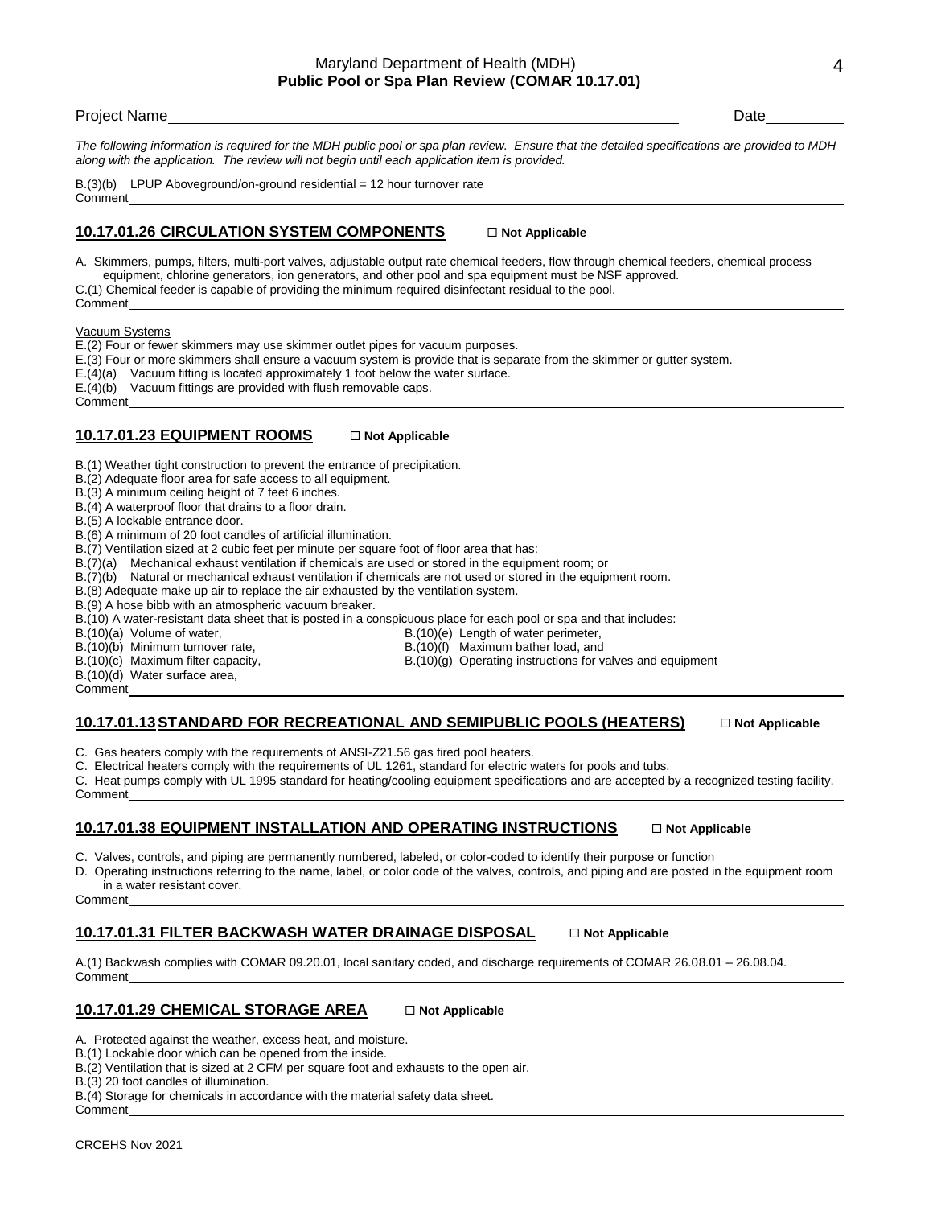Project Name\_\_\_\_\_\_\_\_\_\_\_\_\_\_\_\_\_\_\_\_\_\_\_\_\_\_\_\_\_\_\_\_\_\_\_\_\_\_\_\_ Date\_\_\_\_\_\_\_\_\_\_

*The following information is required for the MDH public pool or spa plan review. Ensure that the detailed specifications are provided to MDH along with the application. The review will not begin until each application item is provided.*

B.(3)(b) LPUP Aboveground/on-ground residential = 12 hour turnover rate

Comment

## 10.17.01.26 CIRCULATION SYSTEM COMPONENTS ☐ Not Applicable

A. Skimmers, pumps, filters, multi-port valves, adjustable output rate chemical feeders, flow through chemical feeders, chemical process equipment, chlorine generators, ion generators, and other pool and spa equipment must be NSF approved.

C.(1) Chemical feeder is capable of providing the minimum required disinfectant residual to the pool.

Comment

Vacuum Systems

E.(2) Four or fewer skimmers may use skimmer outlet pipes for vacuum purposes.

E.(3) Four or more skimmers shall ensure a vacuum system is provide that is separate from the skimmer or gutter system.

E.(4)(a) Vacuum fitting is located approximately 1 foot below the water surface.

E.(4)(b) Vacuum fittings are provided with flush removable caps.

Comment

## 10.17.01.23 EQUIPMENT ROOMS ☐ Not Applicable

B.(1) Weather tight construction to prevent the entrance of precipitation.

B.(2) Adequate floor area for safe access to all equipment.

B.(3) A minimum ceiling height of 7 feet 6 inches.

B.(4) A waterproof floor that drains to a floor drain.

B.(5) A lockable entrance door.

B.(6) A minimum of 20 foot candles of artificial illumination.

B.(7) Ventilation sized at 2 cubic feet per minute per square foot of floor area that has:

B.(7)(a) Mechanical exhaust ventilation if chemicals are used or stored in the equipment room; or

B.(7)(b) Natural or mechanical exhaust ventilation if chemicals are not used or stored in the equipment room.

B.(8) Adequate make up air to replace the air exhausted by the ventilation system.

B.(9) A hose bibb with an atmospheric vacuum breaker.

B.(10) A water-resistant data sheet that is posted in a conspicuous place for each pool or spa and that includes:

B.(10)(a) Volume of water,

B.(10)(b) Minimum turnover rate,

B.(10)(c) Maximum filter capacity,

B.(10)(d) Water surface area,

B.(10)(e) Length of water perimeter,

B.(10)(f) Maximum bather load, and

B.(10)(g) Operating instructions for valves and equipment

Comment

## 10.17.01.13 STANDARD FOR RECREATIONAL AND SEMIPUBLIC POOLS (HEATERS) ☐ Not Applicable

C. Gas heaters comply with the requirements of ANSI-Z21.56 gas fired pool heaters.

C. Electrical heaters comply with the requirements of UL 1261, standard for electric waters for pools and tubs.

C. Heat pumps comply with UL 1995 standard for heating/cooling equipment specifications and are accepted by a recognized testing facility.

Comment

## 10.17.01.38 EQUIPMENT INSTALLATION AND OPERATING INSTRUCTIONS ☐ Not Applicable

C. Valves, controls, and piping are permanently numbered, labeled, or color-coded to identify their purpose or function

D. Operating instructions referring to the name, label, or color code of the valves, controls, and piping and are posted in the equipment room in a water resistant cover.

Comment

## 10.17.01.31 FILTER BACKWASH WATER DRAINAGE DISPOSAL ☐ Not Applicable

A.(1) Backwash complies with COMAR 09.20.01, local sanitary coded, and discharge requirements of COMAR 26.08.01 – 26.08.04.

Comment

## 10.17.01.29 CHEMICAL STORAGE AREA ☐ Not Applicable

A. Protected against the weather, excess heat, and moisture.

B.(1) Lockable door which can be opened from the inside.

B.(2) Ventilation that is sized at 2 CFM per square foot and exhausts to the open air.

B.(3) 20 foot candles of illumination.

B.(4) Storage for chemicals in accordance with the material safety data sheet.

Comment

CRCEHS Nov 2021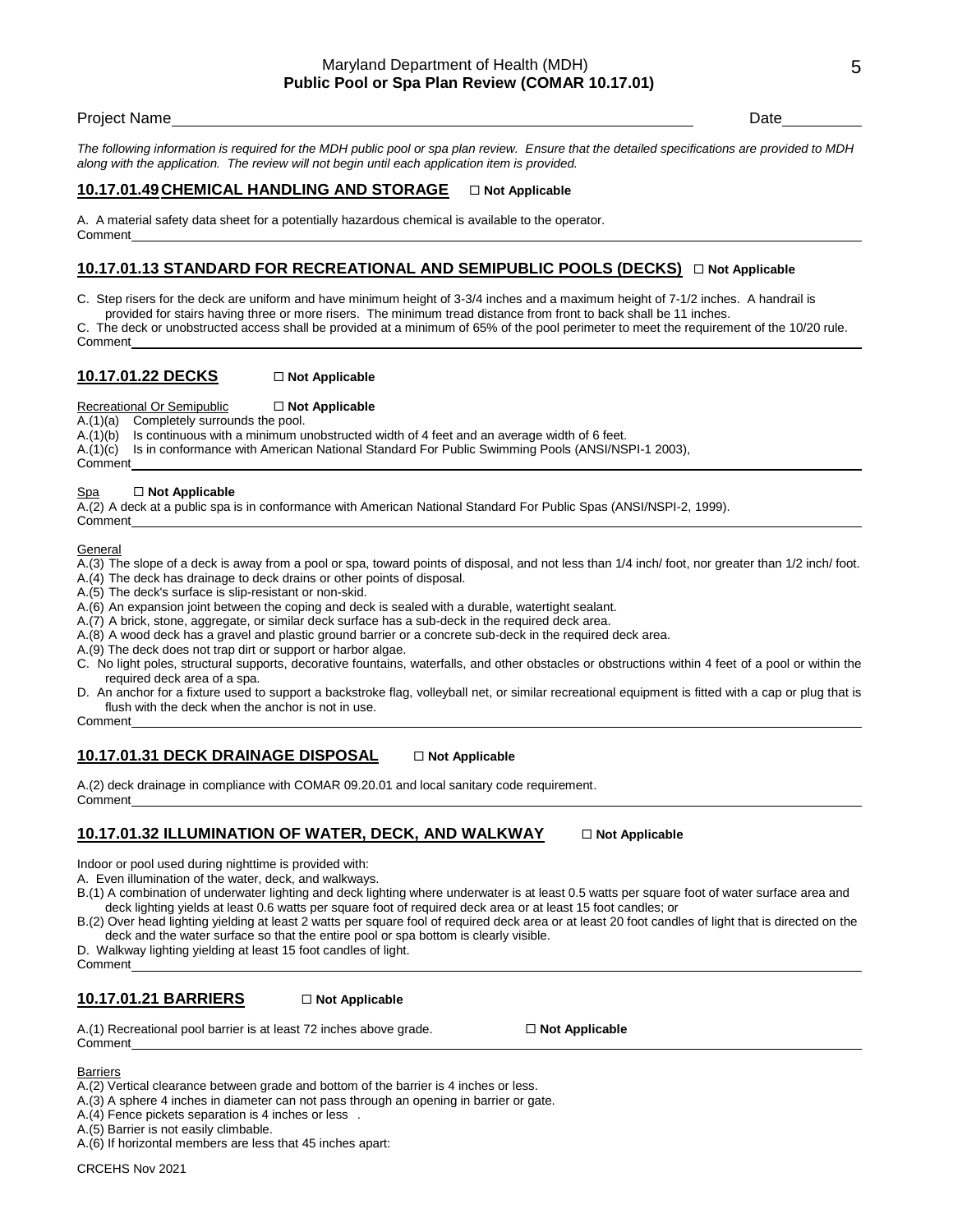Maryland Department of Health (MDH)
**Public Pool or Spa Plan Review (COMAR 10.17.01)**

Project Name\_\_\_\_\_\_\_\_\_\_\_\_\_\_\_\_\_\_\_\_\_\_\_\_\_\_\_\_\_\_\_\_\_\_\_\_\_\_\_\_\_\_\_\_ Date\_\_\_\_\_\_\_\_\_\_

*The following information is required for the MDH public pool or spa plan review. Ensure that the detailed specifications are provided to MDH along with the application. The review will not begin until each application item is provided.*

## 10.17.01.49 CHEMICAL HANDLING AND STORAGE ☐ Not Applicable

A. A material safety data sheet for a potentially hazardous chemical is available to the operator.
Comment\_\_\_\_\_\_\_\_\_\_\_\_\_\_\_\_\_\_\_\_\_\_\_\_\_\_\_\_\_\_\_\_\_\_\_\_\_\_\_\_\_\_\_\_\_\_\_\_\_\_\_\_\_\_\_\_\_\_\_\_

## 10.17.01.13 STANDARD FOR RECREATIONAL AND SEMIPUBLIC POOLS (DECKS) ☐ Not Applicable

C. Step risers for the deck are uniform and have minimum height of 3-3/4 inches and a maximum height of 7-1/2 inches. A handrail is provided for stairs having three or more risers. The minimum tread distance from front to back shall be 11 inches.
C. The deck or unobstructed access shall be provided at a minimum of 65% of the pool perimeter to meet the requirement of the 10/20 rule.
Comment\_\_\_\_\_\_\_\_\_\_\_\_\_\_\_\_\_\_\_\_\_\_\_\_\_\_\_\_\_\_\_\_\_\_\_\_\_\_\_\_\_\_\_\_\_\_\_\_\_\_\_\_\_\_\_\_\_\_\_\_

## 10.17.01.22 DECKS ☐ Not Applicable

Recreational Or Semipublic **☐ Not Applicable**

A.(1)(a) Completely surrounds the pool.
A.(1)(b) Is continuous with a minimum unobstructed width of 4 feet and an average width of 6 feet.
A.(1)(c) Is in conformance with American National Standard For Public Swimming Pools (ANSI/NSPI-1 2003),
Comment\_\_\_\_\_\_\_\_\_\_\_\_\_\_\_\_\_\_\_\_\_\_\_\_\_\_\_\_\_\_\_\_\_\_\_\_\_\_\_\_\_\_\_\_\_\_\_\_\_\_\_\_\_\_\_\_\_\_\_\_

Spa **☐ Not Applicable**

A.(2) A deck at a public spa is in conformance with American National Standard For Public Spas (ANSI/NSPI-2, 1999).
Comment\_\_\_\_\_\_\_\_\_\_\_\_\_\_\_\_\_\_\_\_\_\_\_\_\_\_\_\_\_\_\_\_\_\_\_\_\_\_\_\_\_\_\_\_\_\_\_\_\_\_\_\_\_\_\_\_\_\_\_\_

General

A.(3) The slope of a deck is away from a pool or spa, toward points of disposal, and not less than 1/4 inch/ foot, nor greater than 1/2 inch/ foot.
A.(4) The deck has drainage to deck drains or other points of disposal.
A.(5) The deck's surface is slip-resistant or non-skid.
A.(6) An expansion joint between the coping and deck is sealed with a durable, watertight sealant.
A.(7) A brick, stone, aggregate, or similar deck surface has a sub-deck in the required deck area.
A.(8) A wood deck has a gravel and plastic ground barrier or a concrete sub-deck in the required deck area.
A.(9) The deck does not trap dirt or support or harbor algae.
C. No light poles, structural supports, decorative fountains, waterfalls, and other obstacles or obstructions within 4 feet of a pool or within the required deck area of a spa.
D. An anchor for a fixture used to support a backstroke flag, volleyball net, or similar recreational equipment is fitted with a cap or plug that is flush with the deck when the anchor is not in use.
Comment\_\_\_\_\_\_\_\_\_\_\_\_\_\_\_\_\_\_\_\_\_\_\_\_\_\_\_\_\_\_\_\_\_\_\_\_\_\_\_\_\_\_\_\_\_\_\_\_\_\_\_\_\_\_\_\_\_\_\_\_

## 10.17.01.31 DECK DRAINAGE DISPOSAL ☐ Not Applicable

A.(2) deck drainage in compliance with COMAR 09.20.01 and local sanitary code requirement.
Comment\_\_\_\_\_\_\_\_\_\_\_\_\_\_\_\_\_\_\_\_\_\_\_\_\_\_\_\_\_\_\_\_\_\_\_\_\_\_\_\_\_\_\_\_\_\_\_\_\_\_\_\_\_\_\_\_\_\_\_\_

## 10.17.01.32 ILLUMINATION OF WATER, DECK, AND WALKWAY ☐ Not Applicable

Indoor or pool used during nighttime is provided with:
A. Even illumination of the water, deck, and walkways.
B.(1) A combination of underwater lighting and deck lighting where underwater is at least 0.5 watts per square foot of water surface area and deck lighting yields at least 0.6 watts per square foot of required deck area or at least 15 foot candles; or
B.(2) Over head lighting yielding at least 2 watts per square fool of required deck area or at least 20 foot candles of light that is directed on the deck and the water surface so that the entire pool or spa bottom is clearly visible.
D. Walkway lighting yielding at least 15 foot candles of light.
Comment\_\_\_\_\_\_\_\_\_\_\_\_\_\_\_\_\_\_\_\_\_\_\_\_\_\_\_\_\_\_\_\_\_\_\_\_\_\_\_\_\_\_\_\_\_\_\_\_\_\_\_\_\_\_\_\_\_\_\_\_

## 10.17.01.21 BARRIERS ☐ Not Applicable

A.(1) Recreational pool barrier is at least 72 inches above grade. **☐ Not Applicable**
Comment\_\_\_\_\_\_\_\_\_\_\_\_\_\_\_\_\_\_\_\_\_\_\_\_\_\_\_\_\_\_\_\_\_\_\_\_\_\_\_\_\_\_\_\_\_\_\_\_\_\_\_\_\_\_\_\_\_\_\_\_

Barriers

A.(2) Vertical clearance between grade and bottom of the barrier is 4 inches or less.
A.(3) A sphere 4 inches in diameter can not pass through an opening in barrier or gate.
A.(4) Fence pickets separation is 4 inches or less .
A.(5) Barrier is not easily climbable.
A.(6) If horizontal members are less that 45 inches apart:

CRCEHS Nov 2021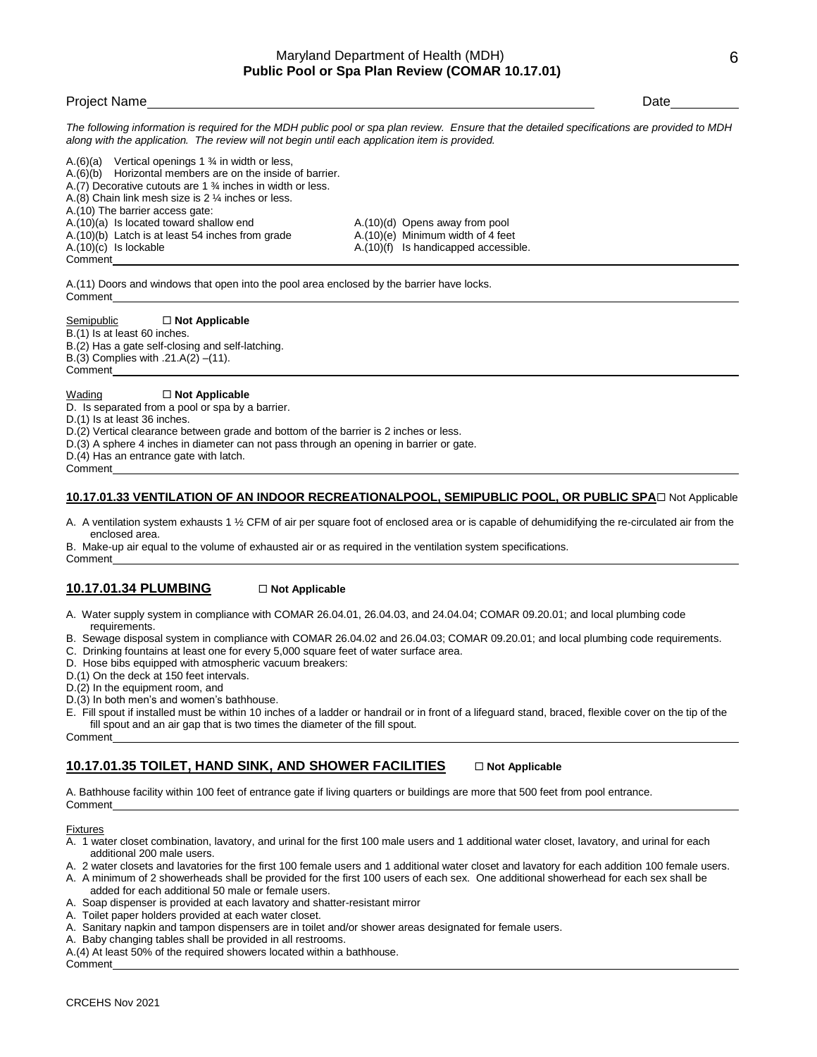Project Name________________________________________________ Date__________

*The following information is required for the MDH public pool or spa plan review. Ensure that the detailed specifications are provided to MDH along with the application. The review will not begin until each application item is provided.*

A.(6)(a) Vertical openings 1 ¾ in width or less,
A.(6)(b) Horizontal members are on the inside of barrier.
A.(7) Decorative cutouts are 1 ¾ inches in width or less.
A.(8) Chain link mesh size is 2 ¼ inches or less.
A.(10) The barrier access gate:
A.(10)(a) Is located toward shallow end
A.(10)(b) Latch is at least 54 inches from grade
A.(10)(c) Is lockable
A.(10)(d) Opens away from pool
A.(10)(e) Minimum width of 4 feet
A.(10)(f) Is handicapped accessible.
Comment

A.(11) Doors and windows that open into the pool area enclosed by the barrier have locks.
Comment

Semipublic ☐ **Not Applicable**
B.(1) Is at least 60 inches.
B.(2) Has a gate self-closing and self-latching.
B.(3) Complies with .21.A(2) –(11).
Comment

Wading ☐ **Not Applicable**
D. Is separated from a pool or spa by a barrier.
D.(1) Is at least 36 inches.
D.(2) Vertical clearance between grade and bottom of the barrier is 2 inches or less.
D.(3) A sphere 4 inches in diameter can not pass through an opening in barrier or gate.
D.(4) Has an entrance gate with latch.
Comment

## 10.17.01.33 VENTILATION OF AN INDOOR RECREATIONALPOOL, SEMIPUBLIC POOL, OR PUBLIC SPA ☐ Not Applicable

A. A ventilation system exhausts 1 ½ CFM of air per square foot of enclosed area or is capable of dehumidifying the re-circulated air from the enclosed area.
B. Make-up air equal to the volume of exhausted air or as required in the ventilation system specifications.
Comment

## 10.17.01.34 PLUMBING ☐ Not Applicable

A. Water supply system in compliance with COMAR 26.04.01, 26.04.03, and 24.04.04; COMAR 09.20.01; and local plumbing code requirements.
B. Sewage disposal system in compliance with COMAR 26.04.02 and 26.04.03; COMAR 09.20.01; and local plumbing code requirements.
C. Drinking fountains at least one for every 5,000 square feet of water surface area.
D. Hose bibs equipped with atmospheric vacuum breakers:
D.(1) On the deck at 150 feet intervals.
D.(2) In the equipment room, and
D.(3) In both men's and women's bathhouse.
E. Fill spout if installed must be within 10 inches of a ladder or handrail or in front of a lifeguard stand, braced, flexible cover on the tip of the fill spout and an air gap that is two times the diameter of the fill spout.
Comment

## 10.17.01.35 TOILET, HAND SINK, AND SHOWER FACILITIES ☐ Not Applicable

A. Bathhouse facility within 100 feet of entrance gate if living quarters or buildings are more that 500 feet from pool entrance.
Comment

Fixtures
A. 1 water closet combination, lavatory, and urinal for the first 100 male users and 1 additional water closet, lavatory, and urinal for each additional 200 male users.
A. 2 water closets and lavatories for the first 100 female users and 1 additional water closet and lavatory for each addition 100 female users.
A. A minimum of 2 showerheads shall be provided for the first 100 users of each sex. One additional showerhead for each sex shall be added for each additional 50 male or female users.
A. Soap dispenser is provided at each lavatory and shatter-resistant mirror
A. Toilet paper holders provided at each water closet.
A. Sanitary napkin and tampon dispensers are in toilet and/or shower areas designated for female users.
A. Baby changing tables shall be provided in all restrooms.
A.(4) At least 50% of the required showers located within a bathhouse.
Comment

CRCEHS Nov 2021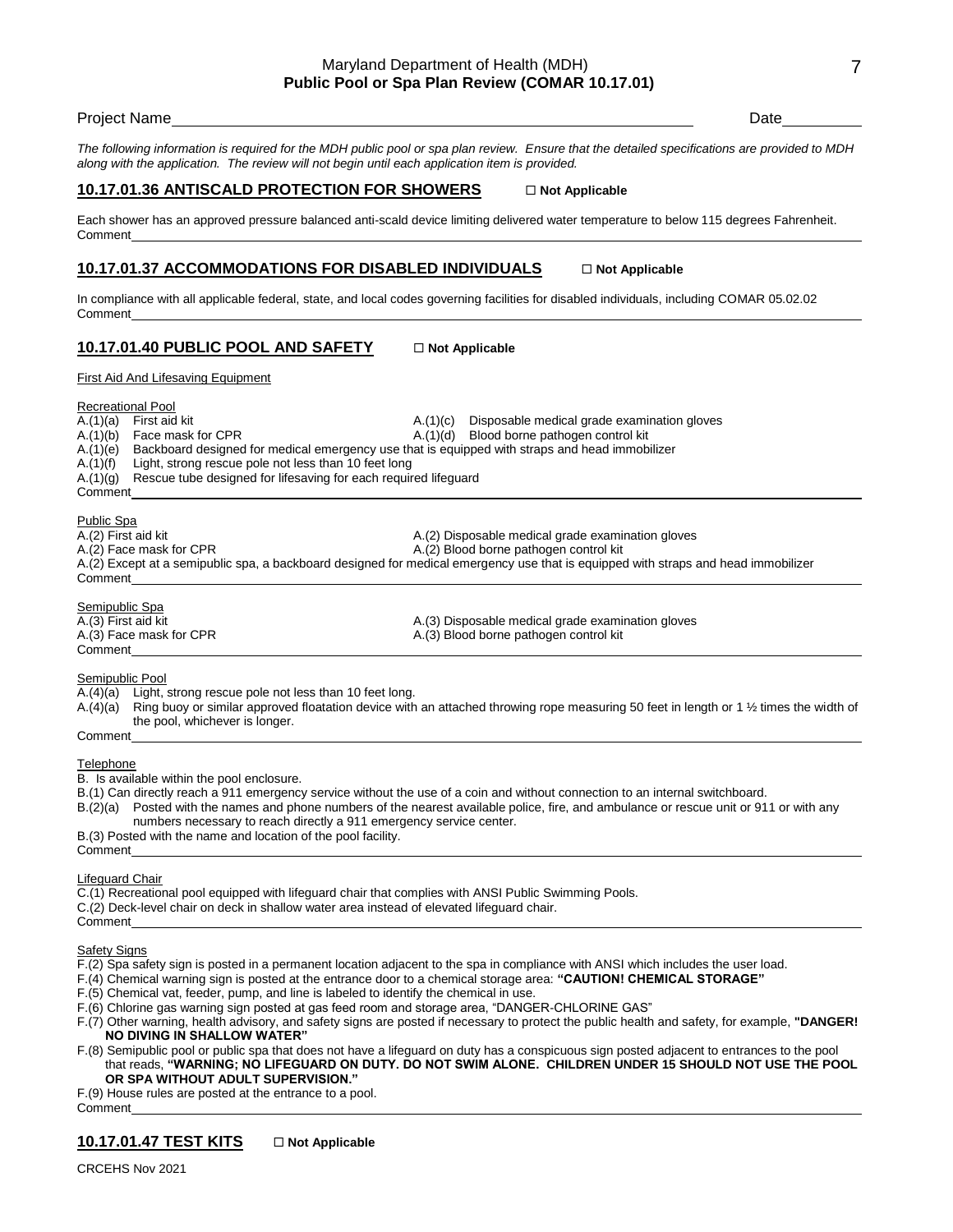Project Name________________________________________ Date__________

*The following information is required for the MDH public pool or spa plan review. Ensure that the detailed specifications are provided to MDH along with the application. The review will not begin until each application item is provided.*

## 10.17.01.36 ANTISCALD PROTECTION FOR SHOWERS ☐ Not Applicable

Each shower has an approved pressure balanced anti-scald device limiting delivered water temperature to below 115 degrees Fahrenheit.

Comment________________________________________

## 10.17.01.37 ACCOMMODATIONS FOR DISABLED INDIVIDUALS ☐ Not Applicable

In compliance with all applicable federal, state, and local codes governing facilities for disabled individuals, including COMAR 05.02.02

Comment________________________________________

## 10.17.01.40 PUBLIC POOL AND SAFETY ☐ Not Applicable

First Aid And Lifesaving Equipment

Recreational Pool

- A.(1)(a) First aid kit
- A.(1)(b) Face mask for CPR
- A.(1)(c) Disposable medical grade examination gloves
- A.(1)(d) Blood borne pathogen control kit
- A.(1)(e) Backboard designed for medical emergency use that is equipped with straps and head immobilizer
- A.(1)(f) Light, strong rescue pole not less than 10 feet long
- A.(1)(g) Rescue tube designed for lifesaving for each required lifeguard

Comment________________________________________

Public Spa

- A.(2) First aid kit
- A.(2) Face mask for CPR
- A.(2) Disposable medical grade examination gloves
- A.(2) Blood borne pathogen control kit
- A.(2) Except at a semipublic spa, a backboard designed for medical emergency use that is equipped with straps and head immobilizer

Comment________________________________________

Semipublic Spa

- A.(3) First aid kit
- A.(3) Face mask for CPR
- A.(3) Disposable medical grade examination gloves
- A.(3) Blood borne pathogen control kit

Comment________________________________________

Semipublic Pool

- A.(4)(a) Light, strong rescue pole not less than 10 feet long.
- A.(4)(a) Ring buoy or similar approved floatation device with an attached throwing rope measuring 50 feet in length or 1 ½ times the width of the pool, whichever is longer.

Comment________________________________________

Telephone

- B. Is available within the pool enclosure.
- B.(1) Can directly reach a 911 emergency service without the use of a coin and without connection to an internal switchboard.
- B.(2)(a) Posted with the names and phone numbers of the nearest available police, fire, and ambulance or rescue unit or 911 or with any numbers necessary to reach directly a 911 emergency service center.
- B.(3) Posted with the name and location of the pool facility.

Comment________________________________________

Lifeguard Chair

- C.(1) Recreational pool equipped with lifeguard chair that complies with ANSI Public Swimming Pools.
- C.(2) Deck-level chair on deck in shallow water area instead of elevated lifeguard chair.

Comment________________________________________

Safety Signs

- F.(2) Spa safety sign is posted in a permanent location adjacent to the spa in compliance with ANSI which includes the user load.
- F.(4) Chemical warning sign is posted at the entrance door to a chemical storage area: **"CAUTION! CHEMICAL STORAGE"**
- F.(5) Chemical vat, feeder, pump, and line is labeled to identify the chemical in use.
- F.(6) Chlorine gas warning sign posted at gas feed room and storage area, "DANGER-CHLORINE GAS"
- F.(7) Other warning, health advisory, and safety signs are posted if necessary to protect the public health and safety, for example, **"DANGER! NO DIVING IN SHALLOW WATER"**
- F.(8) Semipublic pool or public spa that does not have a lifeguard on duty has a conspicuous sign posted adjacent to entrances to the pool that reads, **"WARNING; NO LIFEGUARD ON DUTY. DO NOT SWIM ALONE. CHILDREN UNDER 15 SHOULD NOT USE THE POOL OR SPA WITHOUT ADULT SUPERVISION."**
- F.(9) House rules are posted at the entrance to a pool.

Comment________________________________________

## 10.17.01.47 TEST KITS ☐ Not Applicable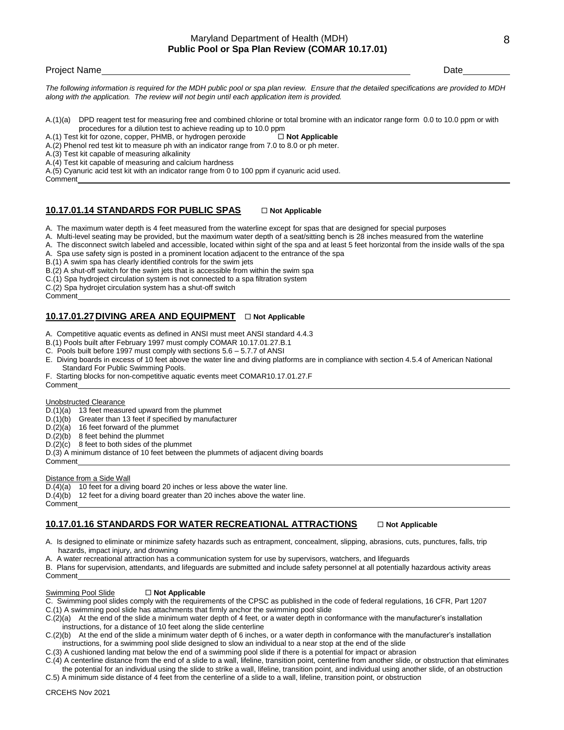Maryland Department of Health (MDH)
**Public Pool or Spa Plan Review (COMAR 10.17.01)**

Project Name________________________________ Date__________

*The following information is required for the MDH public pool or spa plan review. Ensure that the detailed specifications are provided to MDH along with the application. The review will not begin until each application item is provided.*

A.(1)(a) DPD reagent test for measuring free and combined chlorine or total bromine with an indicator range form 0.0 to 10.0 ppm or with procedures for a dilution test to achieve reading up to 10.0 ppm

A.(1) Test kit for ozone, copper, PHMB, or hydrogen peroxide ☐ **Not Applicable**

A.(2) Phenol red test kit to measure ph with an indicator range from 7.0 to 8.0 or ph meter.

A.(3) Test kit capable of measuring alkalinity

A.(4) Test kit capable of measuring and calcium hardness

A.(5) Cyanuric acid test kit with an indicator range from 0 to 100 ppm if cyanuric acid used.

Comment________________________________

## 10.17.01.14 STANDARDS FOR PUBLIC SPAS ☐ Not Applicable

A. The maximum water depth is 4 feet measured from the waterline except for spas that are designed for special purposes

A. Multi-level seating may be provided, but the maximum water depth of a seat/sitting bench is 28 inches measured from the waterline

A. The disconnect switch labeled and accessible, located within sight of the spa and at least 5 feet horizontal from the inside walls of the spa

A. Spa use safety sign is posted in a prominent location adjacent to the entrance of the spa

B.(1) A swim spa has clearly identified controls for the swim jets

B.(2) A shut-off switch for the swim jets that is accessible from within the swim spa

C.(1) Spa hydroject circulation system is not connected to a spa filtration system

C.(2) Spa hydrojet circulation system has a shut-off switch

Comment________________________________

## 10.17.01.27 DIVING AREA AND EQUIPMENT ☐ Not Applicable

A. Competitive aquatic events as defined in ANSI must meet ANSI standard 4.4.3

B.(1) Pools built after February 1997 must comply COMAR 10.17.01.27.B.1

C. Pools built before 1997 must comply with sections 5.6 – 5.7.7 of ANSI

E. Diving boards in excess of 10 feet above the water line and diving platforms are in compliance with section 4.5.4 of American National Standard For Public Swimming Pools.

F. Starting blocks for non-competitive aquatic events meet COMAR10.17.01.27.F

Comment________________________________

Unobstructed Clearance

D.(1)(a) 13 feet measured upward from the plummet

D.(1)(b) Greater than 13 feet if specified by manufacturer

D.(2)(a) 16 feet forward of the plummet

D.(2)(b) 8 feet behind the plummet

D.(2)(c) 8 feet to both sides of the plummet

D.(3) A minimum distance of 10 feet between the plummets of adjacent diving boards

Comment________________________________

Distance from a Side Wall

D.(4)(a) 10 feet for a diving board 20 inches or less above the water line.

D.(4)(b) 12 feet for a diving board greater than 20 inches above the water line.

Comment________________________________

## 10.17.01.16 STANDARDS FOR WATER RECREATIONAL ATTRACTIONS ☐ Not Applicable

A. Is designed to eliminate or minimize safety hazards such as entrapment, concealment, slipping, abrasions, cuts, punctures, falls, trip hazards, impact injury, and drowning

A. A water recreational attraction has a communication system for use by supervisors, watchers, and lifeguards

B. Plans for supervision, attendants, and lifeguards are submitted and include safety personnel at all potentially hazardous activity areas

Comment________________________________

Swimming Pool Slide ☐ **Not Applicable**

C. Swimming pool slides comply with the requirements of the CPSC as published in the code of federal regulations, 16 CFR, Part 1207

C.(1) A swimming pool slide has attachments that firmly anchor the swimming pool slide

C.(2)(a) At the end of the slide a minimum water depth of 4 feet, or a water depth in conformance with the manufacturer's installation instructions, for a distance of 10 feet along the slide centerline

C.(2)(b) At the end of the slide a minimum water depth of 6 inches, or a water depth in conformance with the manufacturer's installation instructions, for a swimming pool slide designed to slow an individual to a near stop at the end of the slide

C.(3) A cushioned landing mat below the end of a swimming pool slide if there is a potential for impact or abrasion

C.(4) A centerline distance from the end of a slide to a wall, lifeline, transition point, centerline from another slide, or obstruction that eliminates the potential for an individual using the slide to strike a wall, lifeline, transition point, and individual using another slide, of an obstruction

C.5) A minimum side distance of 4 feet from the centerline of a slide to a wall, lifeline, transition point, or obstruction

CRCEHS Nov 2021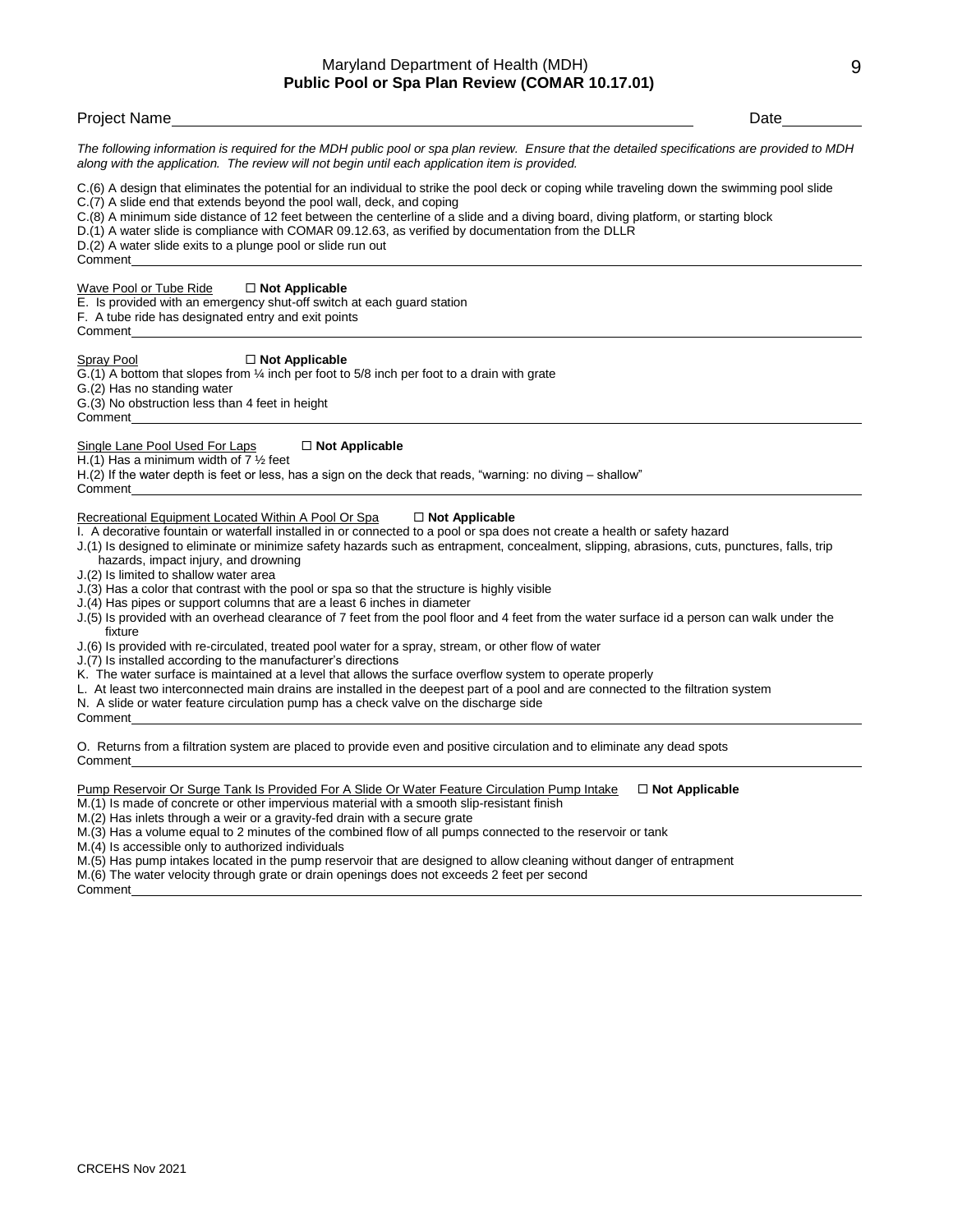Maryland Department of Health (MDH)
**Public Pool or Spa Plan Review (COMAR 10.17.01)**

Project Name________________________________________________ Date__________

*The following information is required for the MDH public pool or spa plan review. Ensure that the detailed specifications are provided to MDH along with the application. The review will not begin until each application item is provided.*

C.(6) A design that eliminates the potential for an individual to strike the pool deck or coping while traveling down the swimming pool slide
C.(7) A slide end that extends beyond the pool wall, deck, and coping
C.(8) A minimum side distance of 12 feet between the centerline of a slide and a diving board, diving platform, or starting block
D.(1) A water slide is compliance with COMAR 09.12.63, as verified by documentation from the DLLR
D.(2) A water slide exits to a plunge pool or slide run out
Comment

Wave Pool or Tube Ride ☐ **Not Applicable**
E. Is provided with an emergency shut-off switch at each guard station
F. A tube ride has designated entry and exit points
Comment

Spray Pool ☐ **Not Applicable**
G.(1) A bottom that slopes from ¼ inch per foot to 5/8 inch per foot to a drain with grate
G.(2) Has no standing water
G.(3) No obstruction less than 4 feet in height
Comment

Single Lane Pool Used For Laps ☐ **Not Applicable**
H.(1) Has a minimum width of 7 ½ feet
H.(2) If the water depth is feet or less, has a sign on the deck that reads, "warning: no diving – shallow"
Comment

Recreational Equipment Located Within A Pool Or Spa ☐ **Not Applicable**
I. A decorative fountain or waterfall installed in or connected to a pool or spa does not create a health or safety hazard
J.(1) Is designed to eliminate or minimize safety hazards such as entrapment, concealment, slipping, abrasions, cuts, punctures, falls, trip hazards, impact injury, and drowning
J.(2) Is limited to shallow water area
J.(3) Has a color that contrast with the pool or spa so that the structure is highly visible
J.(4) Has pipes or support columns that are a least 6 inches in diameter
J.(5) Is provided with an overhead clearance of 7 feet from the pool floor and 4 feet from the water surface id a person can walk under the fixture
J.(6) Is provided with re-circulated, treated pool water for a spray, stream, or other flow of water
J.(7) Is installed according to the manufacturer's directions
K. The water surface is maintained at a level that allows the surface overflow system to operate properly
L. At least two interconnected main drains are installed in the deepest part of a pool and are connected to the filtration system
N. A slide or water feature circulation pump has a check valve on the discharge side
Comment

O. Returns from a filtration system are placed to provide even and positive circulation and to eliminate any dead spots
Comment

Pump Reservoir Or Surge Tank Is Provided For A Slide Or Water Feature Circulation Pump Intake ☐ **Not Applicable**
M.(1) Is made of concrete or other impervious material with a smooth slip-resistant finish
M.(2) Has inlets through a weir or a gravity-fed drain with a secure grate
M.(3) Has a volume equal to 2 minutes of the combined flow of all pumps connected to the reservoir or tank
M.(4) Is accessible only to authorized individuals
M.(5) Has pump intakes located in the pump reservoir that are designed to allow cleaning without danger of entrapment
M.(6) The water velocity through grate or drain openings does not exceeds 2 feet per second
Comment

CRCEHS Nov 2021